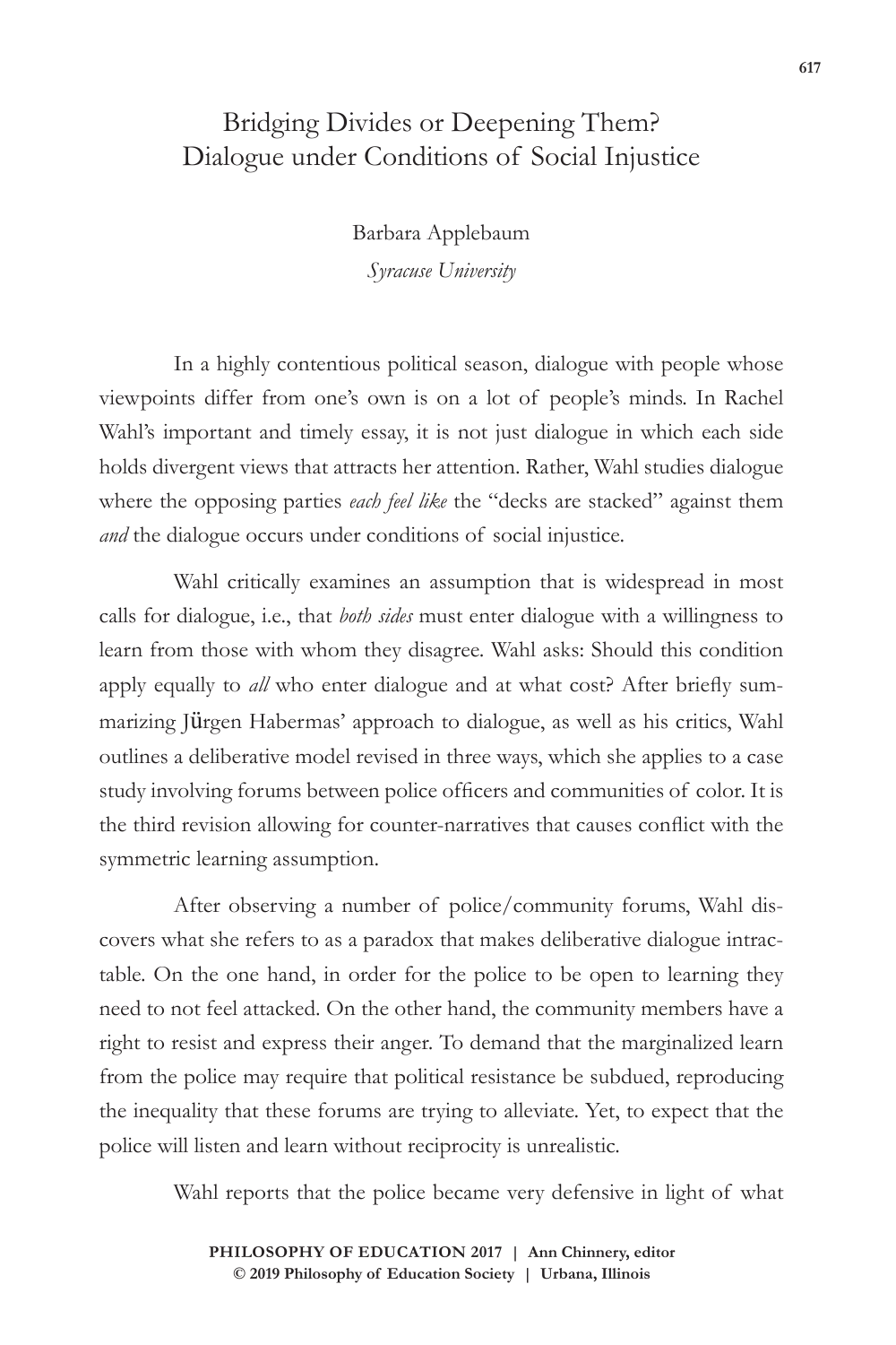# Bridging Divides or Deepening Them? Dialogue under Conditions of Social Injustice

Barbara Applebaum
*Syracuse University*

In a highly contentious political season, dialogue with people whose viewpoints differ from one's own is on a lot of people's minds. In Rachel Wahl's important and timely essay, it is not just dialogue in which each side holds divergent views that attracts her attention. Rather, Wahl studies dialogue where the opposing parties *each feel like* the "decks are stacked" against them *and* the dialogue occurs under conditions of social injustice.

Wahl critically examines an assumption that is widespread in most calls for dialogue, i.e., that *both sides* must enter dialogue with a willingness to learn from those with whom they disagree. Wahl asks: Should this condition apply equally to *all* who enter dialogue and at what cost? After briefly summarizing Jürgen Habermas' approach to dialogue, as well as his critics, Wahl outlines a deliberative model revised in three ways, which she applies to a case study involving forums between police officers and communities of color. It is the third revision allowing for counter-narratives that causes conflict with the symmetric learning assumption.

After observing a number of police/community forums, Wahl discovers what she refers to as a paradox that makes deliberative dialogue intractable. On the one hand, in order for the police to be open to learning they need to not feel attacked. On the other hand, the community members have a right to resist and express their anger. To demand that the marginalized learn from the police may require that political resistance be subdued, reproducing the inequality that these forums are trying to alleviate. Yet, to expect that the police will listen and learn without reciprocity is unrealistic.

Wahl reports that the police became very defensive in light of what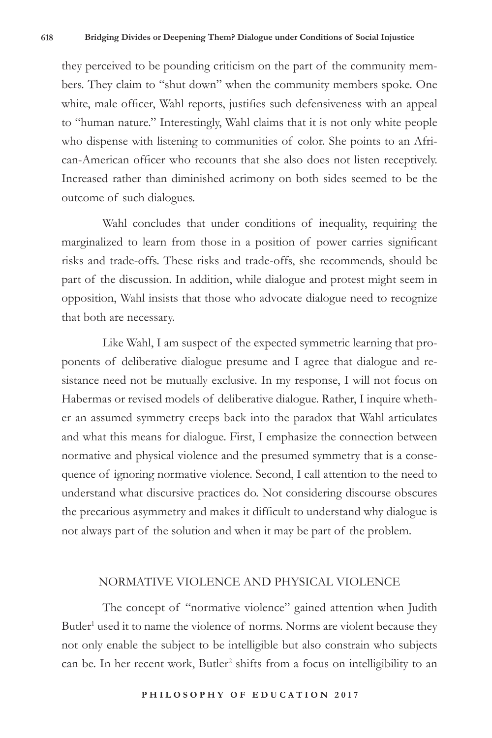they perceived to be pounding criticism on the part of the community members. They claim to "shut down" when the community members spoke. One white, male officer, Wahl reports, justifies such defensiveness with an appeal to "human nature." Interestingly, Wahl claims that it is not only white people who dispense with listening to communities of color. She points to an African-American officer who recounts that she also does not listen receptively. Increased rather than diminished acrimony on both sides seemed to be the outcome of such dialogues.

Wahl concludes that under conditions of inequality, requiring the marginalized to learn from those in a position of power carries significant risks and trade-offs. These risks and trade-offs, she recommends, should be part of the discussion. In addition, while dialogue and protest might seem in opposition, Wahl insists that those who advocate dialogue need to recognize that both are necessary.

Like Wahl, I am suspect of the expected symmetric learning that proponents of deliberative dialogue presume and I agree that dialogue and resistance need not be mutually exclusive. In my response, I will not focus on Habermas or revised models of deliberative dialogue. Rather, I inquire whether an assumed symmetry creeps back into the paradox that Wahl articulates and what this means for dialogue. First, I emphasize the connection between normative and physical violence and the presumed symmetry that is a consequence of ignoring normative violence. Second, I call attention to the need to understand what discursive practices do. Not considering discourse obscures the precarious asymmetry and makes it difficult to understand why dialogue is not always part of the solution and when it may be part of the problem.

## NORMATIVE VIOLENCE AND PHYSICAL VIOLENCE

The concept of "normative violence" gained attention when Judith Butler[1] used it to name the violence of norms. Norms are violent because they not only enable the subject to be intelligible but also constrain who subjects can be. In her recent work, Butler[2] shifts from a focus on intelligibility to an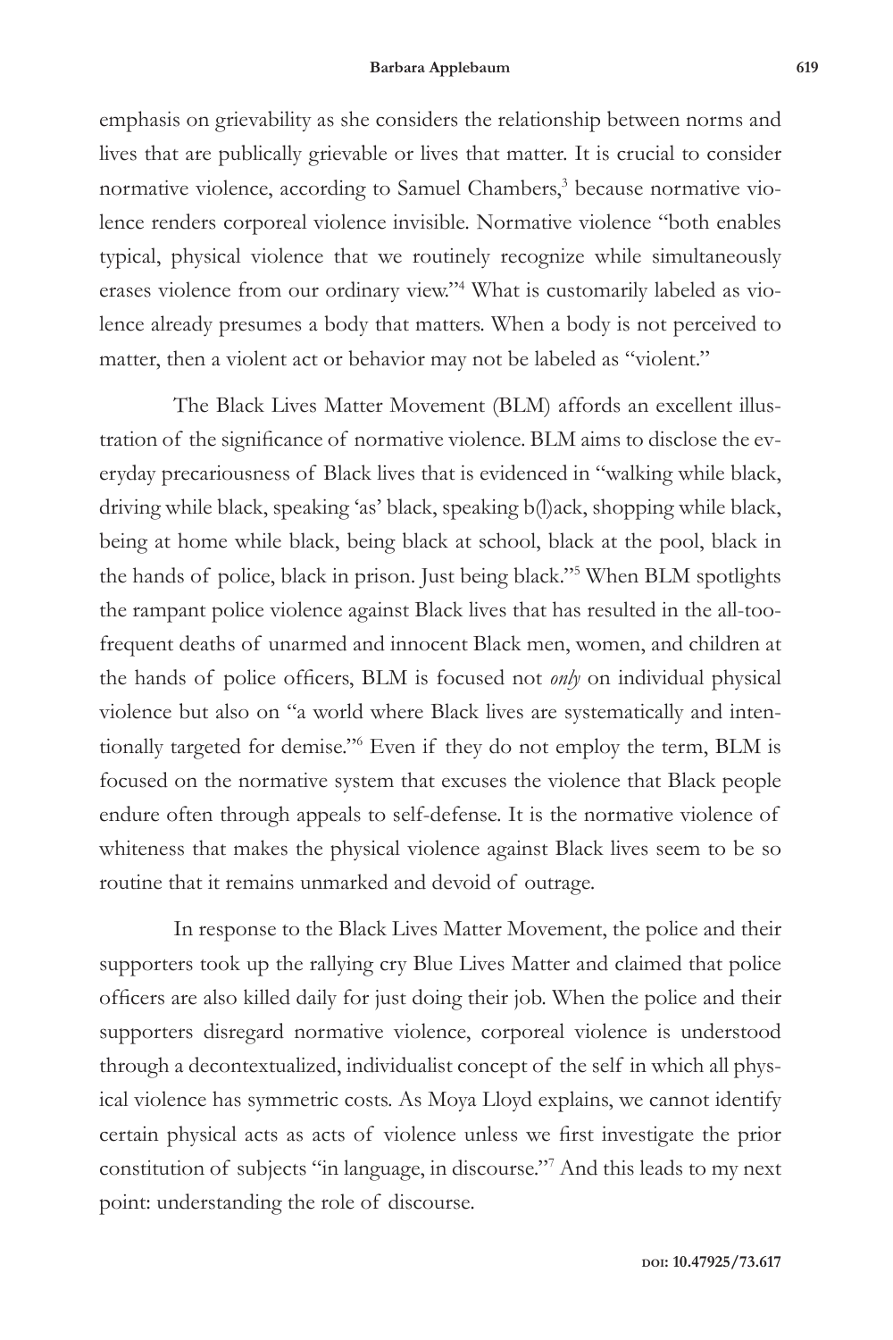emphasis on grievability as she considers the relationship between norms and lives that are publically grievable or lives that matter. It is crucial to consider normative violence, according to Samuel Chambers,[3] because normative violence renders corporeal violence invisible. Normative violence "both enables typical, physical violence that we routinely recognize while simultaneously erases violence from our ordinary view."[4] What is customarily labeled as violence already presumes a body that matters. When a body is not perceived to matter, then a violent act or behavior may not be labeled as "violent."

The Black Lives Matter Movement (BLM) affords an excellent illustration of the significance of normative violence. BLM aims to disclose the everyday precariousness of Black lives that is evidenced in "walking while black, driving while black, speaking 'as' black, speaking b(l)ack, shopping while black, being at home while black, being black at school, black at the pool, black in the hands of police, black in prison. Just being black."[5] When BLM spotlights the rampant police violence against Black lives that has resulted in the all-too-frequent deaths of unarmed and innocent Black men, women, and children at the hands of police officers, BLM is focused not *only* on individual physical violence but also on "a world where Black lives are systematically and intentionally targeted for demise."[6] Even if they do not employ the term, BLM is focused on the normative system that excuses the violence that Black people endure often through appeals to self-defense. It is the normative violence of whiteness that makes the physical violence against Black lives seem to be so routine that it remains unmarked and devoid of outrage.

In response to the Black Lives Matter Movement, the police and their supporters took up the rallying cry Blue Lives Matter and claimed that police officers are also killed daily for just doing their job. When the police and their supporters disregard normative violence, corporeal violence is understood through a decontextualized, individualist concept of the self in which all physical violence has symmetric costs. As Moya Lloyd explains, we cannot identify certain physical acts as acts of violence unless we first investigate the prior constitution of subjects "in language, in discourse."[7] And this leads to my next point: understanding the role of discourse.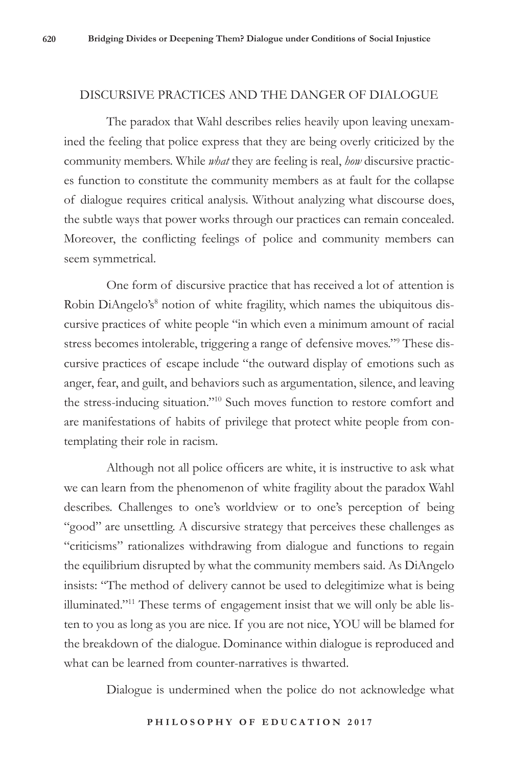## DISCURSIVE PRACTICES AND THE DANGER OF DIALOGUE

The paradox that Wahl describes relies heavily upon leaving unexamined the feeling that police express that they are being overly criticized by the community members. While *what* they are feeling is real, *how* discursive practices function to constitute the community members as at fault for the collapse of dialogue requires critical analysis. Without analyzing what discourse does, the subtle ways that power works through our practices can remain concealed. Moreover, the conflicting feelings of police and community members can seem symmetrical.

One form of discursive practice that has received a lot of attention is Robin DiAngelo's[8] notion of white fragility, which names the ubiquitous discursive practices of white people "in which even a minimum amount of racial stress becomes intolerable, triggering a range of defensive moves."[9] These discursive practices of escape include "the outward display of emotions such as anger, fear, and guilt, and behaviors such as argumentation, silence, and leaving the stress-inducing situation."[10] Such moves function to restore comfort and are manifestations of habits of privilege that protect white people from contemplating their role in racism.

Although not all police officers are white, it is instructive to ask what we can learn from the phenomenon of white fragility about the paradox Wahl describes. Challenges to one's worldview or to one's perception of being "good" are unsettling. A discursive strategy that perceives these challenges as "criticisms" rationalizes withdrawing from dialogue and functions to regain the equilibrium disrupted by what the community members said. As DiAngelo insists: "The method of delivery cannot be used to delegitimize what is being illuminated."[11] These terms of engagement insist that we will only be able listen to you as long as you are nice. If you are not nice, YOU will be blamed for the breakdown of the dialogue. Dominance within dialogue is reproduced and what can be learned from counter-narratives is thwarted.

Dialogue is undermined when the police do not acknowledge what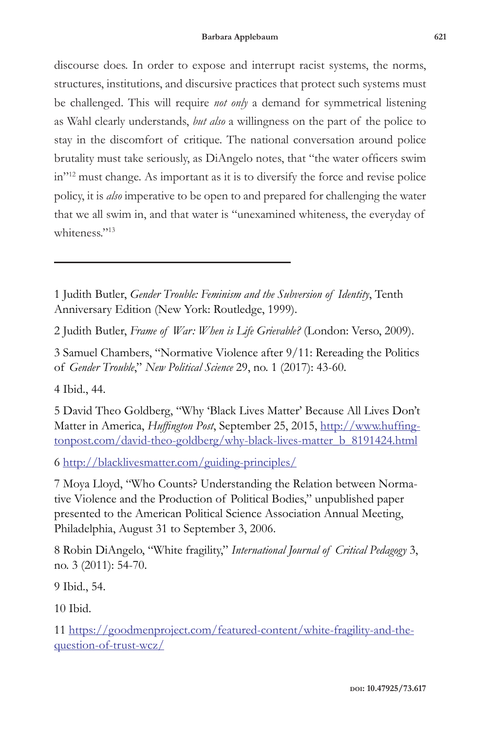discourse does. In order to expose and interrupt racist systems, the norms, structures, institutions, and discursive practices that protect such systems must be challenged. This will require *not only* a demand for symmetrical listening as Wahl clearly understands, *but also* a willingness on the part of the police to stay in the discomfort of critique. The national conversation around police brutality must take seriously, as DiAngelo notes, that "the water officers swim in"[12] must change. As important as it is to diversify the force and revise police policy, it is *also* imperative to be open to and prepared for challenging the water that we all swim in, and that water is "unexamined whiteness, the everyday of whiteness."[13]

---

1 Judith Butler, *Gender Trouble: Feminism and the Subversion of Identity*, Tenth Anniversary Edition (New York: Routledge, 1999).

2 Judith Butler, *Frame of War: When is Life Grievable?* (London: Verso, 2009).

3 Samuel Chambers, "Normative Violence after 9/11: Rereading the Politics of *Gender Trouble*," *New Political Science* 29, no. 1 (2017): 43-60.

4 Ibid., 44.

5 David Theo Goldberg, "Why 'Black Lives Matter' Because All Lives Don't Matter in America, *Huffington Post*, September 25, 2015, http://www.huffingtonpost.com/david-theo-goldberg/why-black-lives-matter_b_8191424.html

6 http://blacklivesmatter.com/guiding-principles/

7 Moya Lloyd, "Who Counts? Understanding the Relation between Normative Violence and the Production of Political Bodies," unpublished paper presented to the American Political Science Association Annual Meeting, Philadelphia, August 31 to September 3, 2006.

8 Robin DiAngelo, "White fragility," *International Journal of Critical Pedagogy* 3, no. 3 (2011): 54-70.

9 Ibid., 54.

10 Ibid.

11 https://goodmenproject.com/featured-content/white-fragility-and-the-question-of-trust-wcz/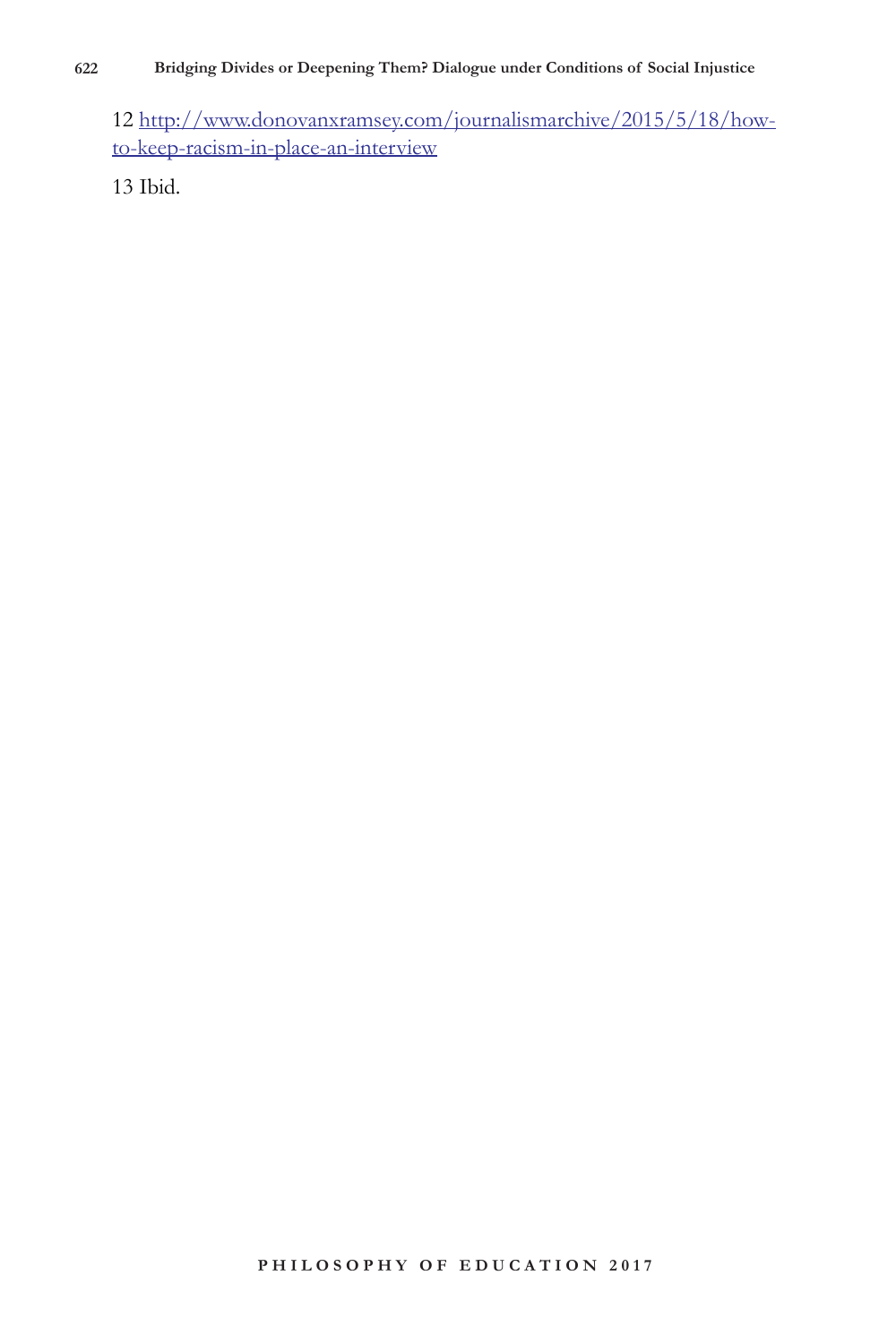12 http://www.donovanxramsey.com/journalismarchive/2015/5/18/how-to-keep-racism-in-place-an-interview

13 Ibid.